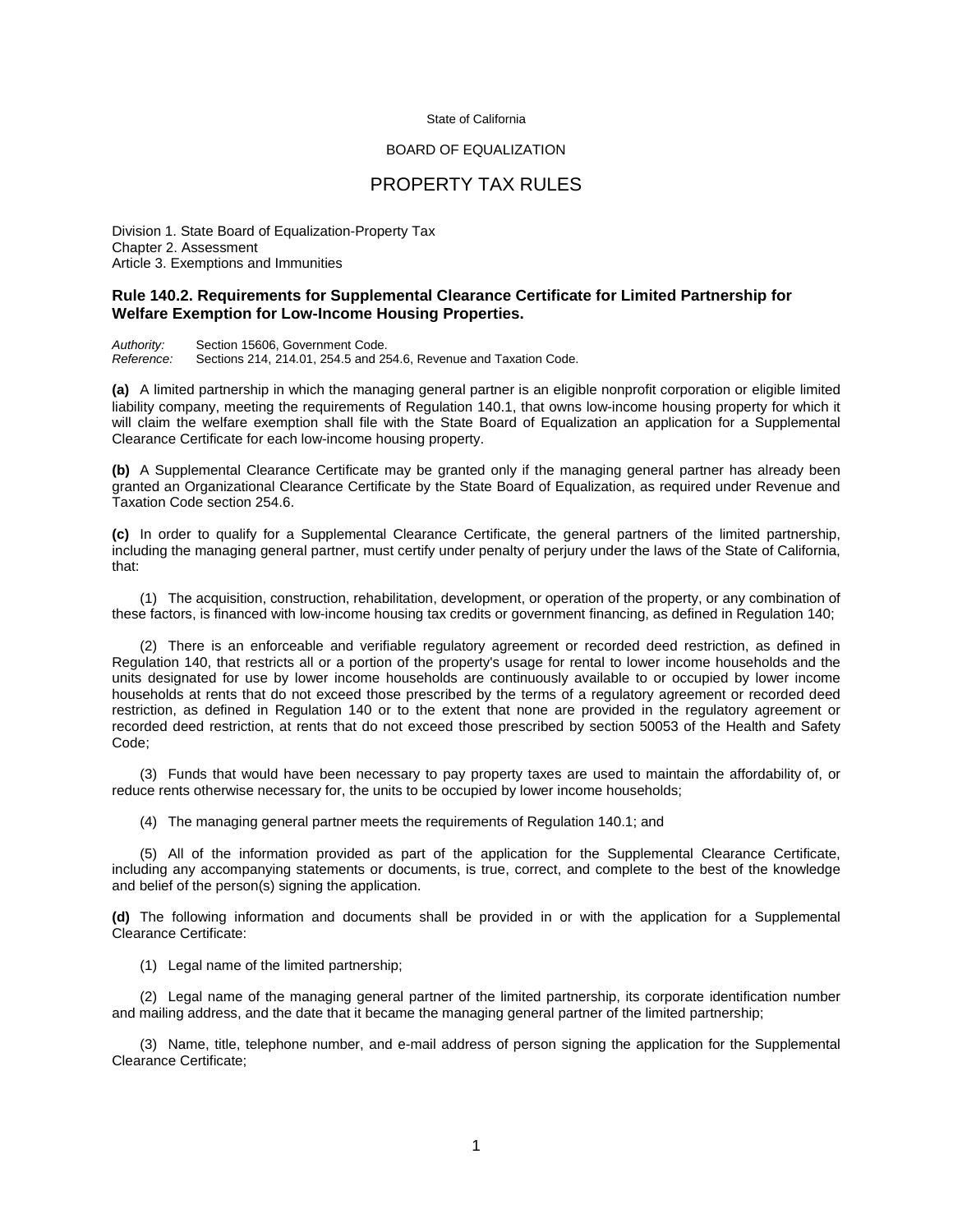State of California

BOARD OF EQUALIZATION

# PROPERTY TAX RULES

Division 1. State Board of Equalization-Property Tax
Chapter 2. Assessment
Article 3. Exemptions and Immunities

## Rule 140.2. Requirements for Supplemental Clearance Certificate for Limited Partnership for Welfare Exemption for Low-Income Housing Properties.

*Authority:* Section 15606, Government Code.
*Reference:* Sections 214, 214.01, 254.5 and 254.6, Revenue and Taxation Code.

**(a)** A limited partnership in which the managing general partner is an eligible nonprofit corporation or eligible limited liability company, meeting the requirements of Regulation 140.1, that owns low-income housing property for which it will claim the welfare exemption shall file with the State Board of Equalization an application for a Supplemental Clearance Certificate for each low-income housing property.

**(b)** A Supplemental Clearance Certificate may be granted only if the managing general partner has already been granted an Organizational Clearance Certificate by the State Board of Equalization, as required under Revenue and Taxation Code section 254.6.

**(c)** In order to qualify for a Supplemental Clearance Certificate, the general partners of the limited partnership, including the managing general partner, must certify under penalty of perjury under the laws of the State of California, that:

(1) The acquisition, construction, rehabilitation, development, or operation of the property, or any combination of these factors, is financed with low-income housing tax credits or government financing, as defined in Regulation 140;

(2) There is an enforceable and verifiable regulatory agreement or recorded deed restriction, as defined in Regulation 140, that restricts all or a portion of the property's usage for rental to lower income households and the units designated for use by lower income households are continuously available to or occupied by lower income households at rents that do not exceed those prescribed by the terms of a regulatory agreement or recorded deed restriction, as defined in Regulation 140 or to the extent that none are provided in the regulatory agreement or recorded deed restriction, at rents that do not exceed those prescribed by section 50053 of the Health and Safety Code;

(3) Funds that would have been necessary to pay property taxes are used to maintain the affordability of, or reduce rents otherwise necessary for, the units to be occupied by lower income households;

(4) The managing general partner meets the requirements of Regulation 140.1; and

(5) All of the information provided as part of the application for the Supplemental Clearance Certificate, including any accompanying statements or documents, is true, correct, and complete to the best of the knowledge and belief of the person(s) signing the application.

**(d)** The following information and documents shall be provided in or with the application for a Supplemental Clearance Certificate:

(1) Legal name of the limited partnership;

(2) Legal name of the managing general partner of the limited partnership, its corporate identification number and mailing address, and the date that it became the managing general partner of the limited partnership;

(3) Name, title, telephone number, and e-mail address of person signing the application for the Supplemental Clearance Certificate;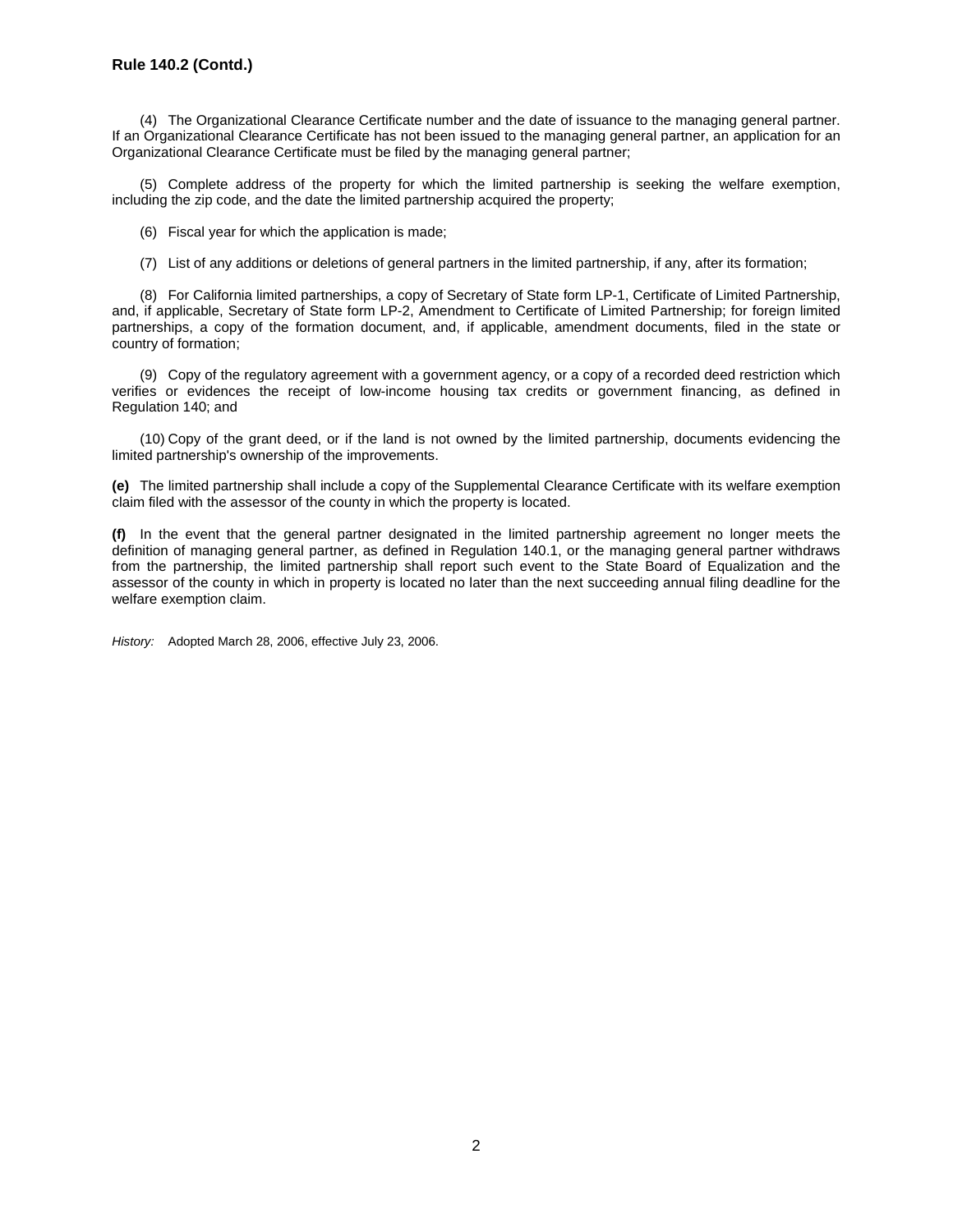**Rule 140.2 (Contd.)**

(4) The Organizational Clearance Certificate number and the date of issuance to the managing general partner. If an Organizational Clearance Certificate has not been issued to the managing general partner, an application for an Organizational Clearance Certificate must be filed by the managing general partner;

(5) Complete address of the property for which the limited partnership is seeking the welfare exemption, including the zip code, and the date the limited partnership acquired the property;

(6) Fiscal year for which the application is made;

(7) List of any additions or deletions of general partners in the limited partnership, if any, after its formation;

(8) For California limited partnerships, a copy of Secretary of State form LP-1, Certificate of Limited Partnership, and, if applicable, Secretary of State form LP-2, Amendment to Certificate of Limited Partnership; for foreign limited partnerships, a copy of the formation document, and, if applicable, amendment documents, filed in the state or country of formation;

(9) Copy of the regulatory agreement with a government agency, or a copy of a recorded deed restriction which verifies or evidences the receipt of low-income housing tax credits or government financing, as defined in Regulation 140; and

(10) Copy of the grant deed, or if the land is not owned by the limited partnership, documents evidencing the limited partnership's ownership of the improvements.

**(e)** The limited partnership shall include a copy of the Supplemental Clearance Certificate with its welfare exemption claim filed with the assessor of the county in which the property is located.

**(f)** In the event that the general partner designated in the limited partnership agreement no longer meets the definition of managing general partner, as defined in Regulation 140.1, or the managing general partner withdraws from the partnership, the limited partnership shall report such event to the State Board of Equalization and the assessor of the county in which in property is located no later than the next succeeding annual filing deadline for the welfare exemption claim.

*History:* Adopted March 28, 2006, effective July 23, 2006.